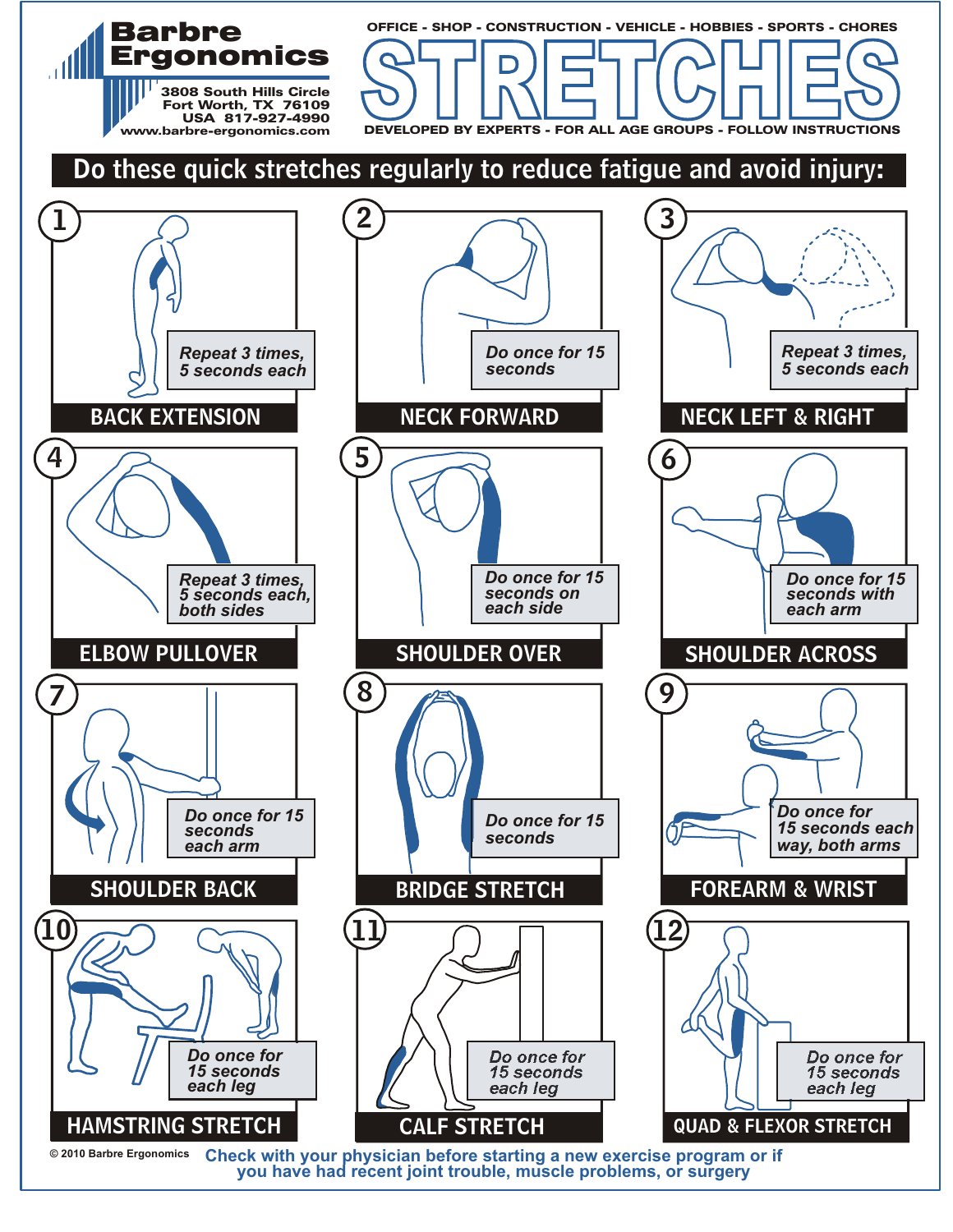# Barbre Ergonomics

3808 South Hills Circle
Fort Worth, TX 76109
USA 817-927-4990
www.barbre-ergonomics.com

OFFICE - SHOP - CONSTRUCTION - VEHICLE - HOBBIES - SPORTS - CHORES

# STRETCHES

DEVELOPED BY EXPERTS - FOR ALL AGE GROUPS - FOLLOW INSTRUCTIONS

## Do these quick stretches regularly to reduce fatigue and avoid injury:

1. **BACK EXTENSION** — *Repeat 3 times, 5 seconds each*
2. **NECK FORWARD** — *Do once for 15 seconds*
3. **NECK LEFT & RIGHT** — *Repeat 3 times, 5 seconds each*
4. **ELBOW PULLOVER** — *Repeat 3 times, 5 seconds each, both sides*
5. **SHOULDER OVER** — *Do once for 15 seconds on each side*
6. **SHOULDER ACROSS** — *Do once for 15 seconds with each arm*
7. **SHOULDER BACK** — *Do once for 15 seconds each arm*
8. **BRIDGE STRETCH** — *Do once for 15 seconds*
9. **FOREARM & WRIST** — *Do once for 15 seconds each way, both arms*
10. **HAMSTRING STRETCH** — *Do once for 15 seconds each leg*
11. **CALF STRETCH** — *Do once for 15 seconds each leg*
12. **QUAD & FLEXOR STRETCH** — *Do once for 15 seconds each leg*

© 2010 Barbre Ergonomics

**Check with your physician before starting a new exercise program or if you have had recent joint trouble, muscle problems, or surgery**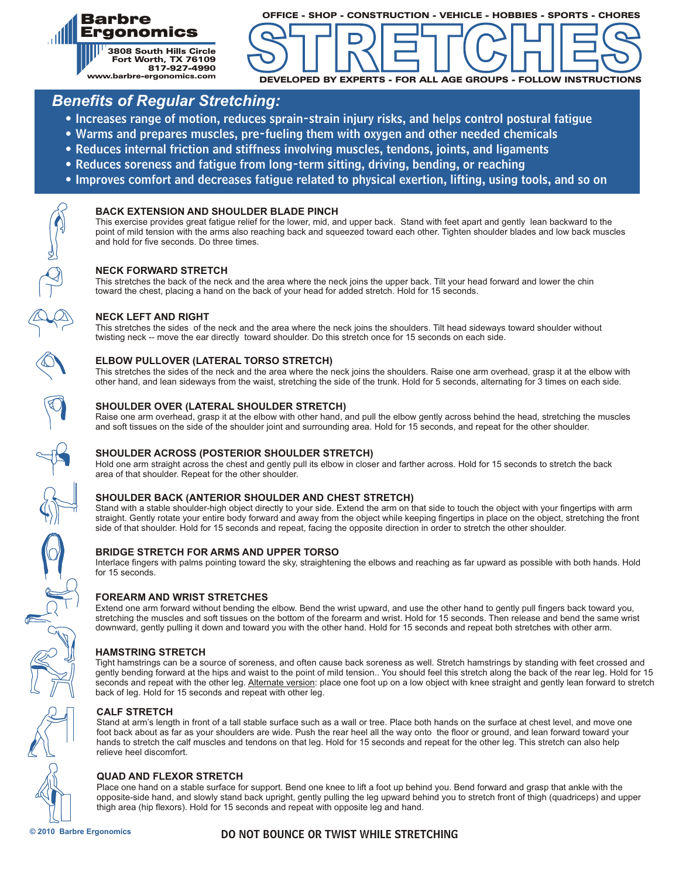Barbre Ergonomics
3808 South Hills Circle
Fort Worth, TX 76109
817-927-4990
www.barbre-ergonomics.com

OFFICE - SHOP - CONSTRUCTION - VEHICLE - HOBBIES - SPORTS - CHORES

# STRETCHES

DEVELOPED BY EXPERTS - FOR ALL AGE GROUPS - FOLLOW INSTRUCTIONS

## *Benefits of Regular Stretching:*

- **Increases range of motion, reduces sprain-strain injury risks, and helps control postural fatigue**
- **Warms and prepares muscles, pre-fueling them with oxygen and other needed chemicals**
- **Reduces internal friction and stiffness involving muscles, tendons, joints, and ligaments**
- **Reduces soreness and fatigue from long-term sitting, driving, bending, or reaching**
- **Improves comfort and decreases fatigue related to physical exertion, lifting, using tools, and so on**

### BACK EXTENSION AND SHOULDER BLADE PINCH

This exercise provides great fatigue relief for the lower, mid, and upper back. Stand with feet apart and gently lean backward to the point of mild tension with the arms also reaching back and squeezed toward each other. Tighten shoulder blades and low back muscles and hold for five seconds. Do three times.

### NECK FORWARD STRETCH

This stretches the back of the neck and the area where the neck joins the upper back. Tilt your head forward and lower the chin toward the chest, placing a hand on the back of your head for added stretch. Hold for 15 seconds.

### NECK LEFT AND RIGHT

This stretches the sides of the neck and the area where the neck joins the shoulders. Tilt head sideways toward shoulder without twisting neck -- move the ear directly toward shoulder. Do this stretch once for 15 seconds on each side.

### ELBOW PULLOVER (LATERAL TORSO STRETCH)

This stretches the sides of the neck and the area where the neck joins the shoulders. Raise one arm overhead, grasp it at the elbow with other hand, and lean sideways from the waist, stretching the side of the trunk. Hold for 5 seconds, alternating for 3 times on each side.

### SHOULDER OVER (LATERAL SHOULDER STRETCH)

Raise one arm overhead, grasp it at the elbow with other hand, and pull the elbow gently across behind the head, stretching the muscles and soft tissues on the side of the shoulder joint and surrounding area. Hold for 15 seconds, and repeat for the other shoulder.

### SHOULDER ACROSS (POSTERIOR SHOULDER STRETCH)

Hold one arm straight across the chest and gently pull its elbow in closer and farther across. Hold for 15 seconds to stretch the back area of that shoulder. Repeat for the other shoulder.

### SHOULDER BACK (ANTERIOR SHOULDER AND CHEST STRETCH)

Stand with a stable shoulder-high object directly to your side. Extend the arm on that side to touch the object with your fingertips with arm straight. Gently rotate your entire body forward and away from the object while keeping fingertips in place on the object, stretching the front side of that shoulder. Hold for 15 seconds and repeat, facing the opposite direction in order to stretch the other shoulder.

### BRIDGE STRETCH FOR ARMS AND UPPER TORSO

Interlace fingers with palms pointing toward the sky, straightening the elbows and reaching as far upward as possible with both hands. Hold for 15 seconds.

### FOREARM AND WRIST STRETCHES

Extend one arm forward without bending the elbow. Bend the wrist upward, and use the other hand to gently pull fingers back toward you, stretching the muscles and soft tissues on the bottom of the forearm and wrist. Hold for 15 seconds. Then release and bend the same wrist downward, gently pulling it down and toward you with the other hand. Hold for 15 seconds and repeat both stretches with other arm.

### HAMSTRING STRETCH

Tight hamstrings can be a source of soreness, and often cause back soreness as well. Stretch hamstrings by standing with feet crossed and gently bending forward at the hips and waist to the point of mild tension.. You should feel this stretch along the back of the rear leg. Hold for 15 seconds and repeat with the other leg. Alternate version: place one foot up on a low object with knee straight and gently lean forward to stretch back of leg. Hold for 15 seconds and repeat with other leg.

### CALF STRETCH

Stand at arm's length in front of a tall stable surface such as a wall or tree. Place both hands on the surface at chest level, and move one foot back about as far as your shoulders are wide. Push the rear heel all the way onto the floor or ground, and lean forward toward your hands to stretch the calf muscles and tendons on that leg. Hold for 15 seconds and repeat for the other leg. This stretch can also help relieve heel discomfort.

### QUAD AND FLEXOR STRETCH

Place one hand on a stable surface for support. Bend one knee to lift a foot up behind you. Bend forward and grasp that ankle with the opposite-side hand, and slowly stand back upright, gently pulling the leg upward behind you to stretch front of thigh (quadriceps) and upper thigh area (hip flexors). Hold for 15 seconds and repeat with opposite leg and hand.

© 2010 Barbre Ergonomics

**DO NOT BOUNCE OR TWIST WHILE STRETCHING**